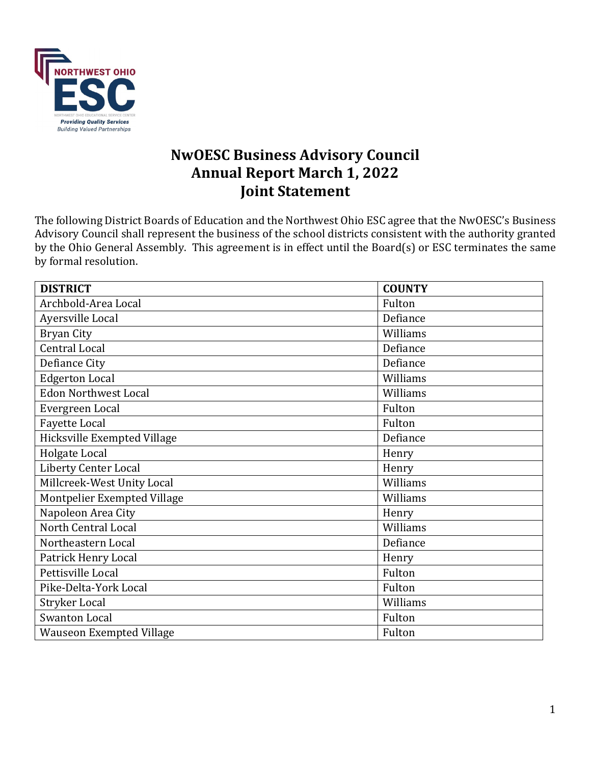# NwOESC Business Advisory Council
# Annual Report March 1, 2022
# Joint Statement

The following District Boards of Education and the Northwest Ohio ESC agree that the NwOESC's Business Advisory Council shall represent the business of the school districts consistent with the authority granted by the Ohio General Assembly. This agreement is in effect until the Board(s) or ESC terminates the same by formal resolution.

| DISTRICT | COUNTY |
| --- | --- |
| Archbold-Area Local | Fulton |
| Ayersville Local | Defiance |
| Bryan City | Williams |
| Central Local | Defiance |
| Defiance City | Defiance |
| Edgerton Local | Williams |
| Edon Northwest Local | Williams |
| Evergreen Local | Fulton |
| Fayette Local | Fulton |
| Hicksville Exempted Village | Defiance |
| Holgate Local | Henry |
| Liberty Center Local | Henry |
| Millcreek-West Unity Local | Williams |
| Montpelier Exempted Village | Williams |
| Napoleon Area City | Henry |
| North Central Local | Williams |
| Northeastern Local | Defiance |
| Patrick Henry Local | Henry |
| Pettisville Local | Fulton |
| Pike-Delta-York Local | Fulton |
| Stryker Local | Williams |
| Swanton Local | Fulton |
| Wauseon Exempted Village | Fulton |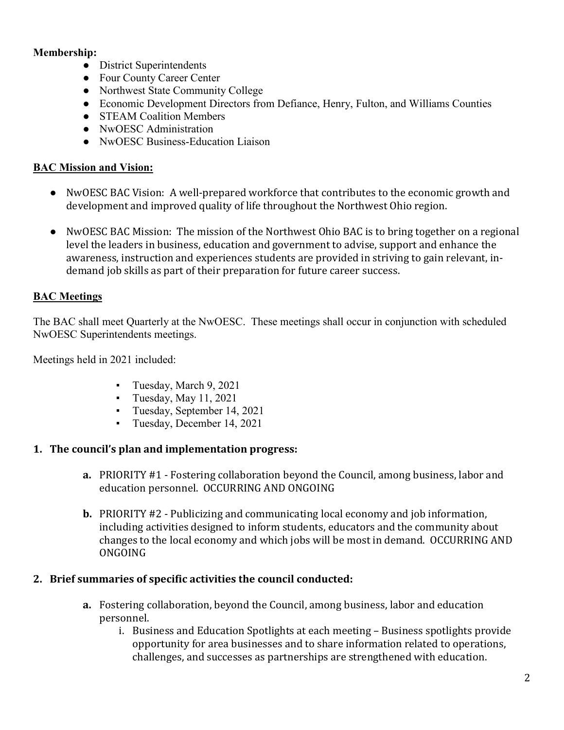**Membership:**

- District Superintendents
- Four County Career Center
- Northwest State Community College
- Economic Development Directors from Defiance, Henry, Fulton, and Williams Counties
- STEAM Coalition Members
- NwOESC Administration
- NwOESC Business-Education Liaison

**BAC Mission and Vision:**

- NwOESC BAC Vision: A well-prepared workforce that contributes to the economic growth and development and improved quality of life throughout the Northwest Ohio region.
- NwOESC BAC Mission: The mission of the Northwest Ohio BAC is to bring together on a regional level the leaders in business, education and government to advise, support and enhance the awareness, instruction and experiences students are provided in striving to gain relevant, in-demand job skills as part of their preparation for future career success.

**BAC Meetings**

The BAC shall meet Quarterly at the NwOESC. These meetings shall occur in conjunction with scheduled NwOESC Superintendents meetings.

Meetings held in 2021 included:

- Tuesday, March 9, 2021
- Tuesday, May 11, 2021
- Tuesday, September 14, 2021
- Tuesday, December 14, 2021

**1. The council's plan and implementation progress:**

   **a.** PRIORITY #1 - Fostering collaboration beyond the Council, among business, labor and education personnel. OCCURRING AND ONGOING

   **b.** PRIORITY #2 - Publicizing and communicating local economy and job information, including activities designed to inform students, educators and the community about changes to the local economy and which jobs will be most in demand. OCCURRING AND ONGOING

**2. Brief summaries of specific activities the council conducted:**

   **a.** Fostering collaboration, beyond the Council, among business, labor and education personnel.

      i. Business and Education Spotlights at each meeting – Business spotlights provide opportunity for area businesses and to share information related to operations, challenges, and successes as partnerships are strengthened with education.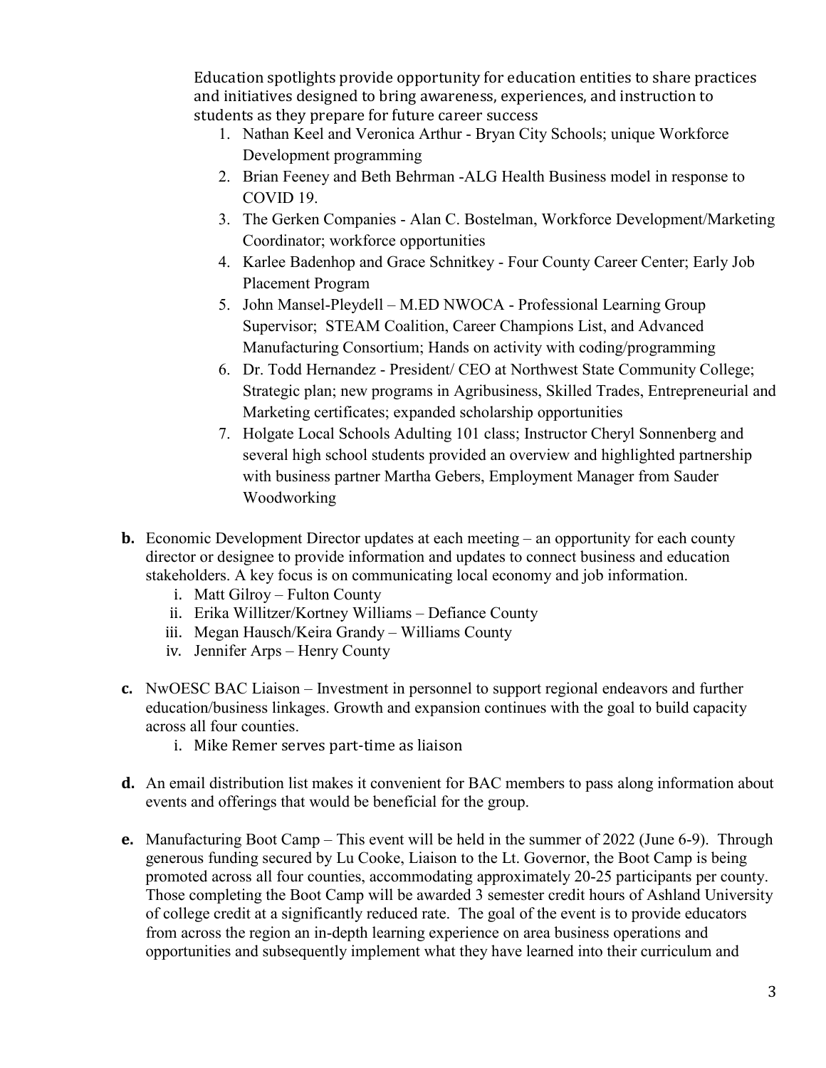Education spotlights provide opportunity for education entities to share practices and initiatives designed to bring awareness, experiences, and instruction to students as they prepare for future career success

1. Nathan Keel and Veronica Arthur - Bryan City Schools; unique Workforce Development programming
2. Brian Feeney and Beth Behrman -ALG Health Business model in response to COVID 19.
3. The Gerken Companies - Alan C. Bostelman, Workforce Development/Marketing Coordinator; workforce opportunities
4. Karlee Badenhop and Grace Schnitkey - Four County Career Center; Early Job Placement Program
5. John Mansel-Pleydell – M.ED NWOCA - Professional Learning Group Supervisor; STEAM Coalition, Career Champions List, and Advanced Manufacturing Consortium; Hands on activity with coding/programming
6. Dr. Todd Hernandez - President/ CEO at Northwest State Community College; Strategic plan; new programs in Agribusiness, Skilled Trades, Entrepreneurial and Marketing certificates; expanded scholarship opportunities
7. Holgate Local Schools Adulting 101 class; Instructor Cheryl Sonnenberg and several high school students provided an overview and highlighted partnership with business partner Martha Gebers, Employment Manager from Sauder Woodworking

**b.** Economic Development Director updates at each meeting – an opportunity for each county director or designee to provide information and updates to connect business and education stakeholders. A key focus is on communicating local economy and job information.

- i. Matt Gilroy – Fulton County
- ii. Erika Willitzer/Kortney Williams – Defiance County
- iii. Megan Hausch/Keira Grandy – Williams County
- iv. Jennifer Arps – Henry County

**c.** NwOESC BAC Liaison – Investment in personnel to support regional endeavors and further education/business linkages. Growth and expansion continues with the goal to build capacity across all four counties.

- i. Mike Remer serves part-time as liaison

**d.** An email distribution list makes it convenient for BAC members to pass along information about events and offerings that would be beneficial for the group.

**e.** Manufacturing Boot Camp – This event will be held in the summer of 2022 (June 6-9). Through generous funding secured by Lu Cooke, Liaison to the Lt. Governor, the Boot Camp is being promoted across all four counties, accommodating approximately 20-25 participants per county. Those completing the Boot Camp will be awarded 3 semester credit hours of Ashland University of college credit at a significantly reduced rate. The goal of the event is to provide educators from across the region an in-depth learning experience on area business operations and opportunities and subsequently implement what they have learned into their curriculum and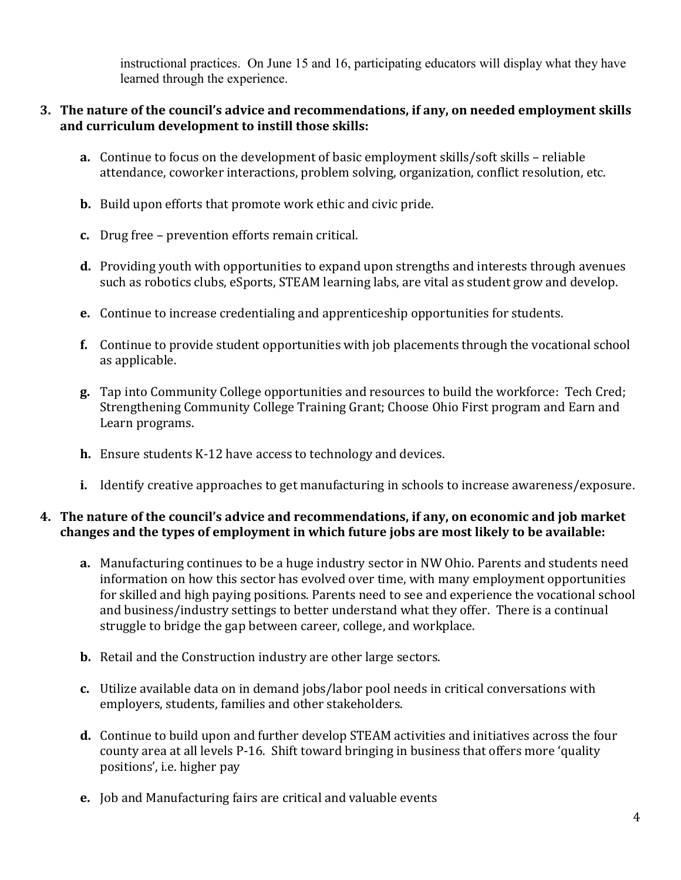instructional practices. On June 15 and 16, participating educators will display what they have learned through the experience.

3. **The nature of the council's advice and recommendations, if any, on needed employment skills and curriculum development to instill those skills:**

   **a.** Continue to focus on the development of basic employment skills/soft skills – reliable attendance, coworker interactions, problem solving, organization, conflict resolution, etc.

   **b.** Build upon efforts that promote work ethic and civic pride.

   **c.** Drug free – prevention efforts remain critical.

   **d.** Providing youth with opportunities to expand upon strengths and interests through avenues such as robotics clubs, eSports, STEAM learning labs, are vital as student grow and develop.

   **e.** Continue to increase credentialing and apprenticeship opportunities for students.

   **f.** Continue to provide student opportunities with job placements through the vocational school as applicable.

   **g.** Tap into Community College opportunities and resources to build the workforce: Tech Cred; Strengthening Community College Training Grant; Choose Ohio First program and Earn and Learn programs.

   **h.** Ensure students K-12 have access to technology and devices.

   **i.** Identify creative approaches to get manufacturing in schools to increase awareness/exposure.

4. **The nature of the council's advice and recommendations, if any, on economic and job market changes and the types of employment in which future jobs are most likely to be available:**

   **a.** Manufacturing continues to be a huge industry sector in NW Ohio. Parents and students need information on how this sector has evolved over time, with many employment opportunities for skilled and high paying positions. Parents need to see and experience the vocational school and business/industry settings to better understand what they offer. There is a continual struggle to bridge the gap between career, college, and workplace.

   **b.** Retail and the Construction industry are other large sectors.

   **c.** Utilize available data on in demand jobs/labor pool needs in critical conversations with employers, students, families and other stakeholders.

   **d.** Continue to build upon and further develop STEAM activities and initiatives across the four county area at all levels P-16. Shift toward bringing in business that offers more 'quality positions', i.e. higher pay

   **e.** Job and Manufacturing fairs are critical and valuable events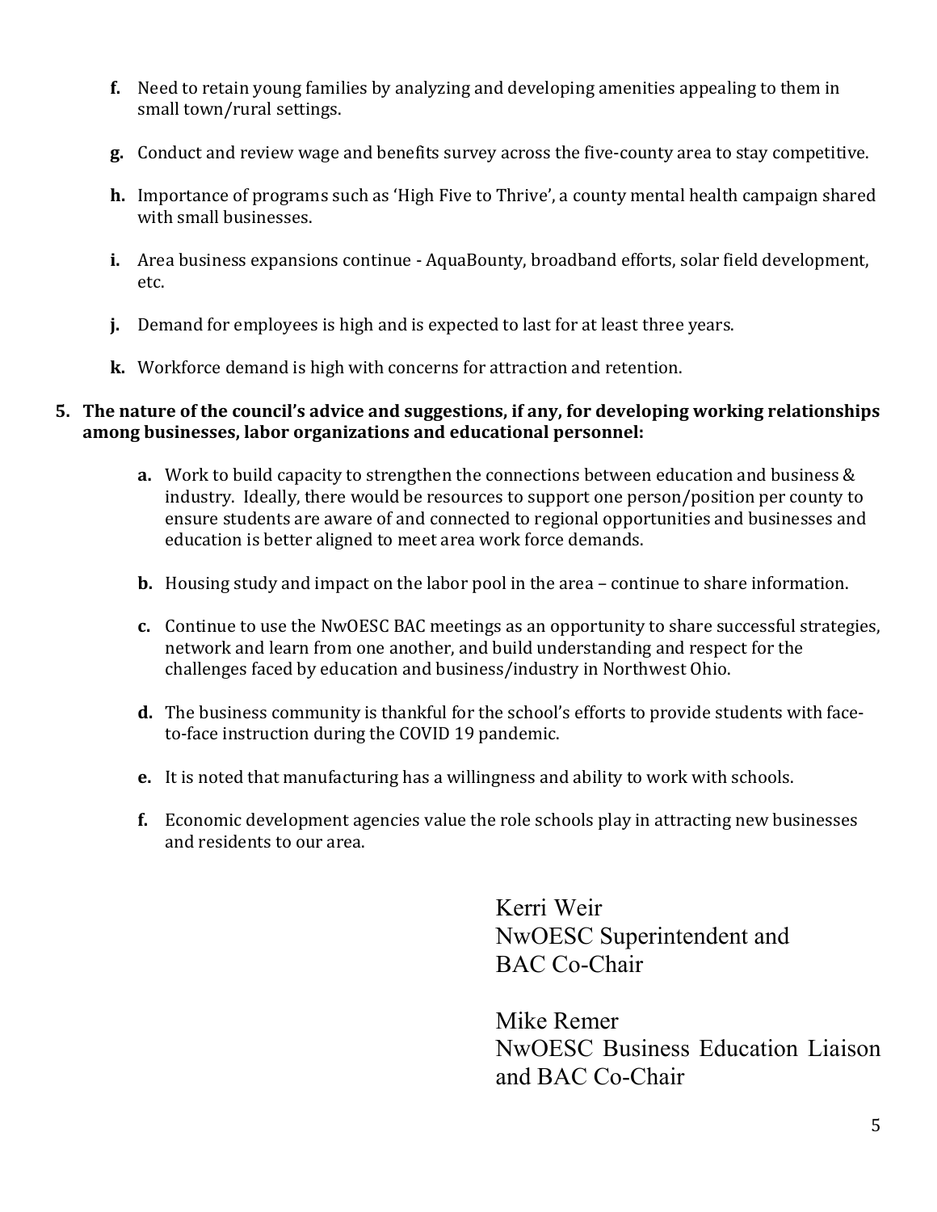- **f.** Need to retain young families by analyzing and developing amenities appealing to them in small town/rural settings.

- **g.** Conduct and review wage and benefits survey across the five-county area to stay competitive.

- **h.** Importance of programs such as 'High Five to Thrive', a county mental health campaign shared with small businesses.

- **i.** Area business expansions continue - AquaBounty, broadband efforts, solar field development, etc.

- **j.** Demand for employees is high and is expected to last for at least three years.

- **k.** Workforce demand is high with concerns for attraction and retention.

**5. The nature of the council's advice and suggestions, if any, for developing working relationships among businesses, labor organizations and educational personnel:**

- **a.** Work to build capacity to strengthen the connections between education and business & industry. Ideally, there would be resources to support one person/position per county to ensure students are aware of and connected to regional opportunities and businesses and education is better aligned to meet area work force demands.

- **b.** Housing study and impact on the labor pool in the area – continue to share information.

- **c.** Continue to use the NwOESC BAC meetings as an opportunity to share successful strategies, network and learn from one another, and build understanding and respect for the challenges faced by education and business/industry in Northwest Ohio.

- **d.** The business community is thankful for the school's efforts to provide students with face-to-face instruction during the COVID 19 pandemic.

- **e.** It is noted that manufacturing has a willingness and ability to work with schools.

- **f.** Economic development agencies value the role schools play in attracting new businesses and residents to our area.

Kerri Weir
NwOESC Superintendent and
BAC Co-Chair

Mike Remer
NwOESC Business Education Liaison
and BAC Co-Chair